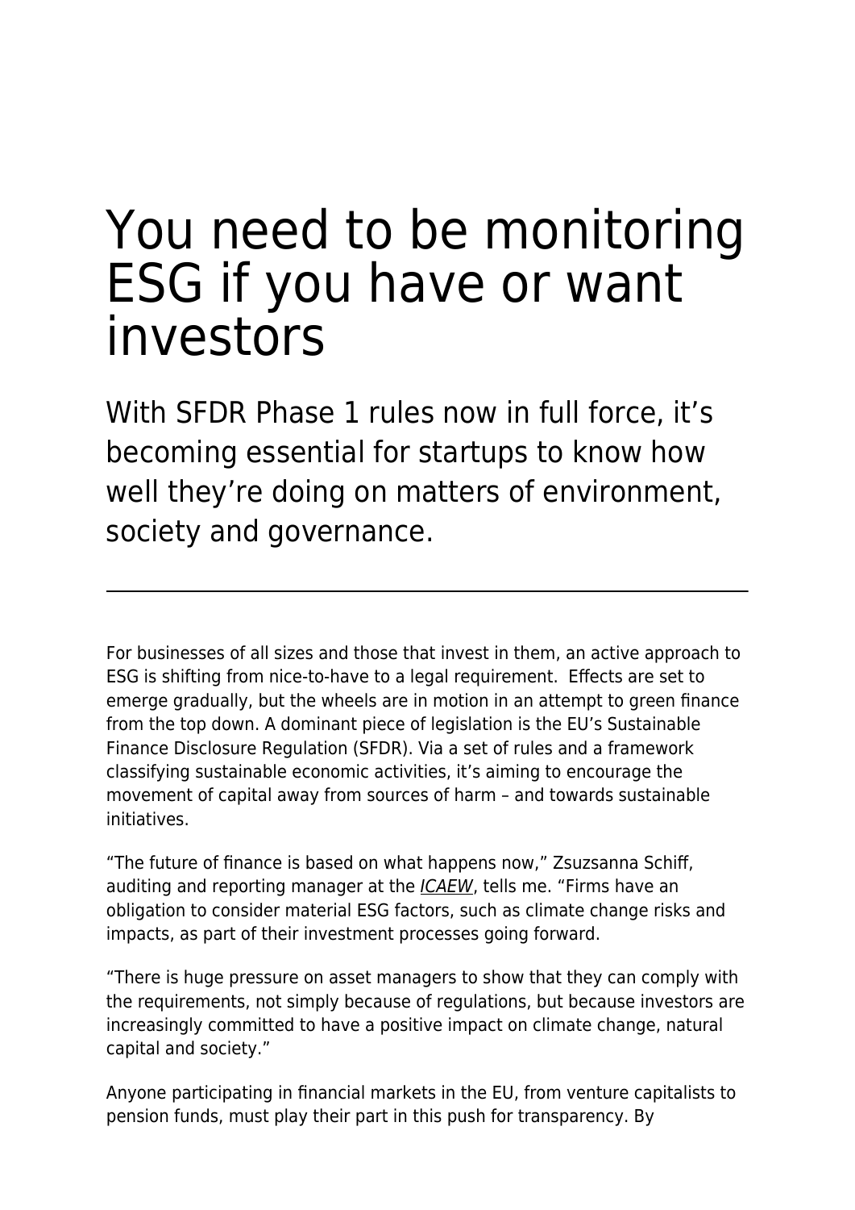# You need to be monitoring ESG if you have or want investors

## With SFDR Phase 1 rules now in full force, it's becoming essential for startups to know how well they're doing on matters of environment, society and governance.

---

For businesses of all sizes and those that invest in them, an active approach to ESG is shifting from nice-to-have to a legal requirement. Effects are set to emerge gradually, but the wheels are in motion in an attempt to green finance from the top down. A dominant piece of legislation is the EU's Sustainable Finance Disclosure Regulation (SFDR). Via a set of rules and a framework classifying sustainable economic activities, it's aiming to encourage the movement of capital away from sources of harm – and towards sustainable initiatives.

"The future of finance is based on what happens now," Zsuzsanna Schiff, auditing and reporting manager at the *ICAEW*, tells me. "Firms have an obligation to consider material ESG factors, such as climate change risks and impacts, as part of their investment processes going forward.

"There is huge pressure on asset managers to show that they can comply with the requirements, not simply because of regulations, but because investors are increasingly committed to have a positive impact on climate change, natural capital and society."

Anyone participating in financial markets in the EU, from venture capitalists to pension funds, must play their part in this push for transparency. By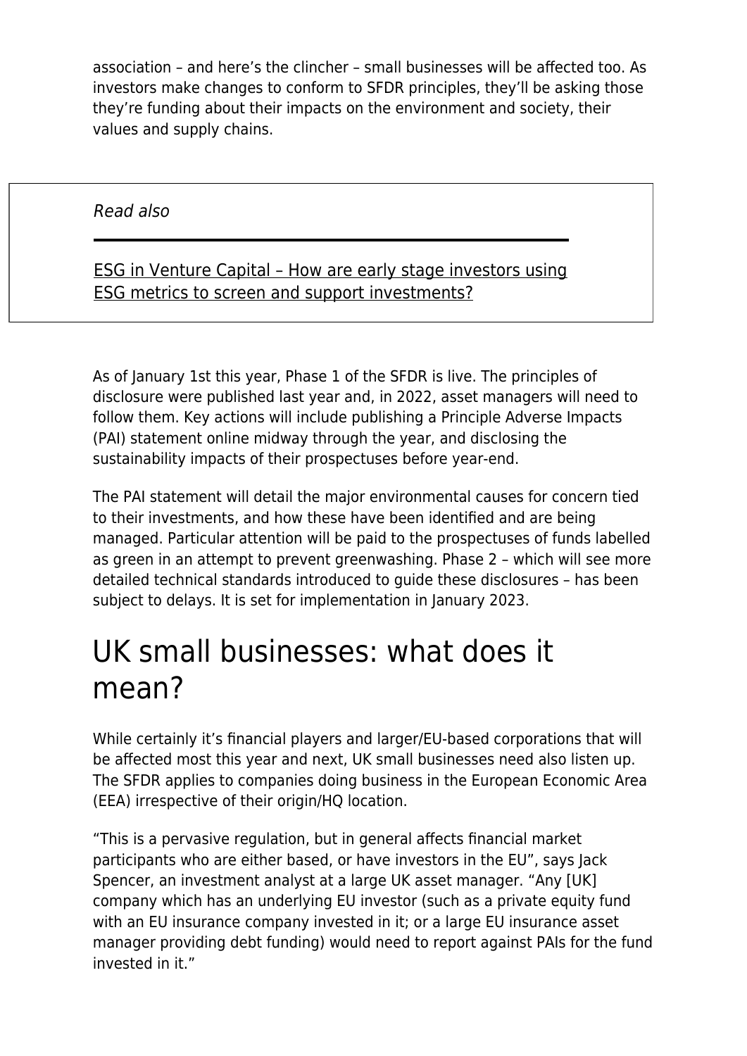association – and here's the clincher – small businesses will be affected too. As investors make changes to conform to SFDR principles, they'll be asking those they're funding about their impacts on the environment and society, their values and supply chains.

*Read also*

[ESG in Venture Capital – How are early stage investors using ESG metrics to screen and support investments?]()

As of January 1st this year, Phase 1 of the SFDR is live. The principles of disclosure were published last year and, in 2022, asset managers will need to follow them. Key actions will include publishing a Principle Adverse Impacts (PAI) statement online midway through the year, and disclosing the sustainability impacts of their prospectuses before year-end.

The PAI statement will detail the major environmental causes for concern tied to their investments, and how these have been identified and are being managed. Particular attention will be paid to the prospectuses of funds labelled as green in an attempt to prevent greenwashing. Phase 2 – which will see more detailed technical standards introduced to guide these disclosures – has been subject to delays. It is set for implementation in January 2023.

# UK small businesses: what does it mean?

While certainly it's financial players and larger/EU-based corporations that will be affected most this year and next, UK small businesses need also listen up. The SFDR applies to companies doing business in the European Economic Area (EEA) irrespective of their origin/HQ location.

"This is a pervasive regulation, but in general affects financial market participants who are either based, or have investors in the EU", says Jack Spencer, an investment analyst at a large UK asset manager. "Any [UK] company which has an underlying EU investor (such as a private equity fund with an EU insurance company invested in it; or a large EU insurance asset manager providing debt funding) would need to report against PAIs for the fund invested in it."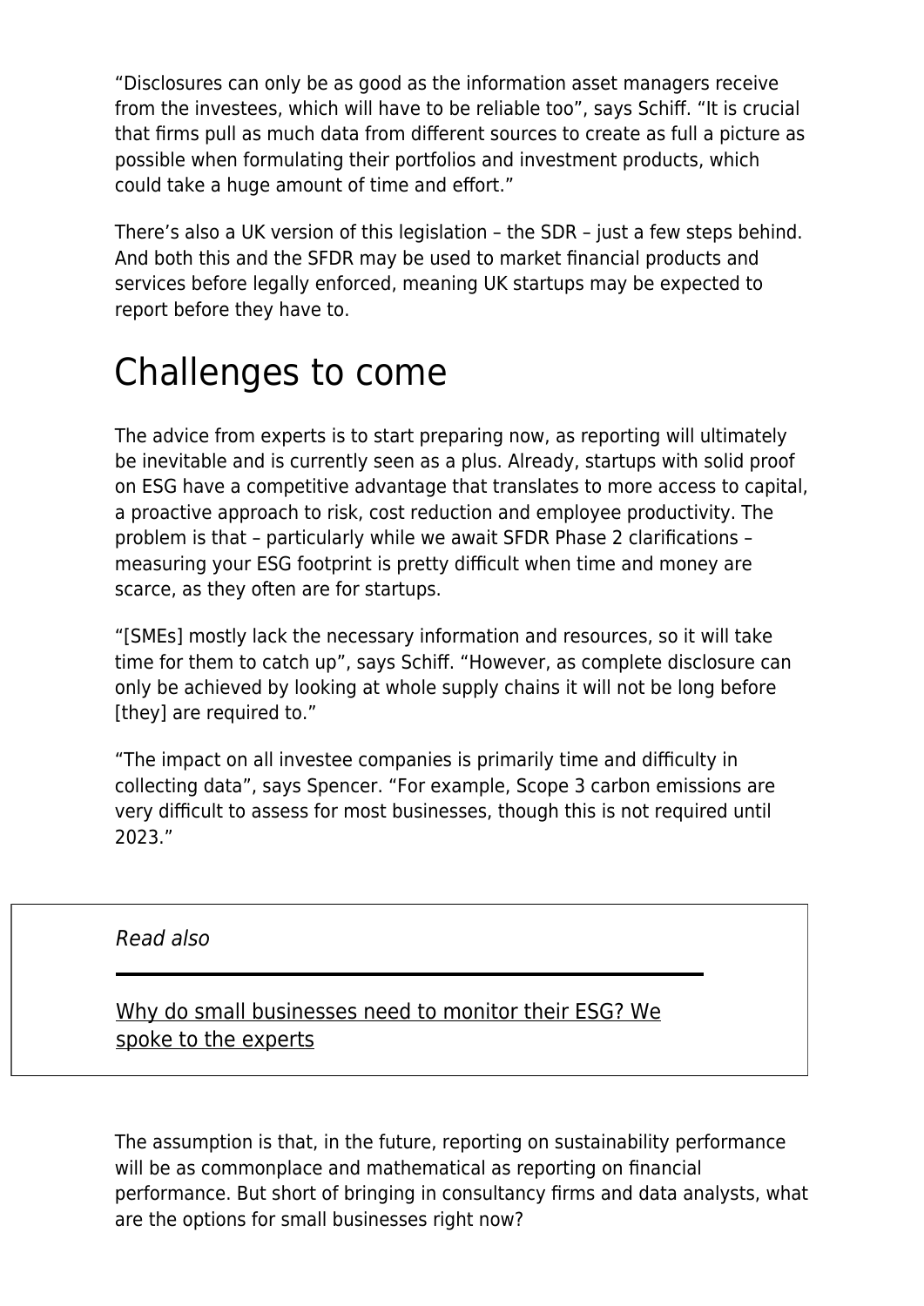"Disclosures can only be as good as the information asset managers receive from the investees, which will have to be reliable too", says Schiff. "It is crucial that firms pull as much data from different sources to create as full a picture as possible when formulating their portfolios and investment products, which could take a huge amount of time and effort."

There's also a UK version of this legislation – the SDR – just a few steps behind. And both this and the SFDR may be used to market financial products and services before legally enforced, meaning UK startups may be expected to report before they have to.

## Challenges to come

The advice from experts is to start preparing now, as reporting will ultimately be inevitable and is currently seen as a plus. Already, startups with solid proof on ESG have a competitive advantage that translates to more access to capital, a proactive approach to risk, cost reduction and employee productivity. The problem is that – particularly while we await SFDR Phase 2 clarifications – measuring your ESG footprint is pretty difficult when time and money are scarce, as they often are for startups.

"[SMEs] mostly lack the necessary information and resources, so it will take time for them to catch up", says Schiff. "However, as complete disclosure can only be achieved by looking at whole supply chains it will not be long before [they] are required to."

"The impact on all investee companies is primarily time and difficulty in collecting data", says Spencer. "For example, Scope 3 carbon emissions are very difficult to assess for most businesses, though this is not required until 2023."

*Read also*

Why do small businesses need to monitor their ESG? We spoke to the experts

The assumption is that, in the future, reporting on sustainability performance will be as commonplace and mathematical as reporting on financial performance. But short of bringing in consultancy firms and data analysts, what are the options for small businesses right now?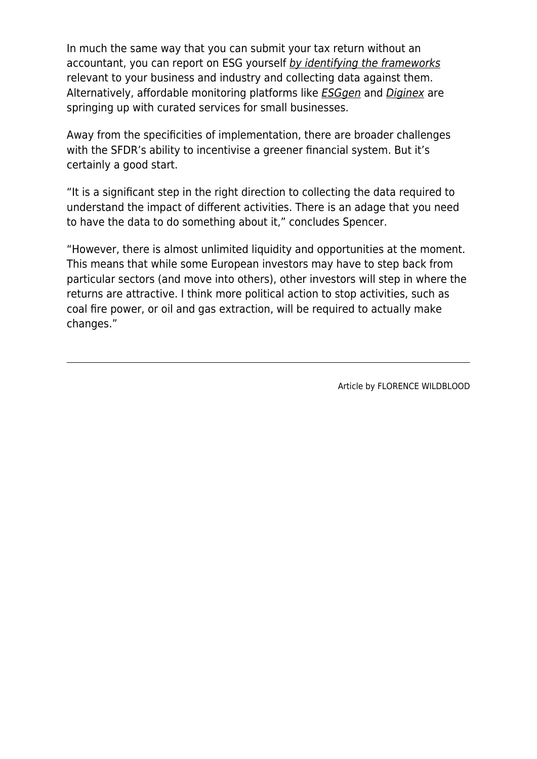In much the same way that you can submit your tax return without an accountant, you can report on ESG yourself *by identifying the frameworks* relevant to your business and industry and collecting data against them. Alternatively, affordable monitoring platforms like *ESGgen* and *Diginex* are springing up with curated services for small businesses.

Away from the specificities of implementation, there are broader challenges with the SFDR's ability to incentivise a greener financial system. But it's certainly a good start.

"It is a significant step in the right direction to collecting the data required to understand the impact of different activities. There is an adage that you need to have the data to do something about it," concludes Spencer.

"However, there is almost unlimited liquidity and opportunities at the moment. This means that while some European investors may have to step back from particular sectors (and move into others), other investors will step in where the returns are attractive. I think more political action to stop activities, such as coal fire power, or oil and gas extraction, will be required to actually make changes."

---

Article by FLORENCE WILDBLOOD